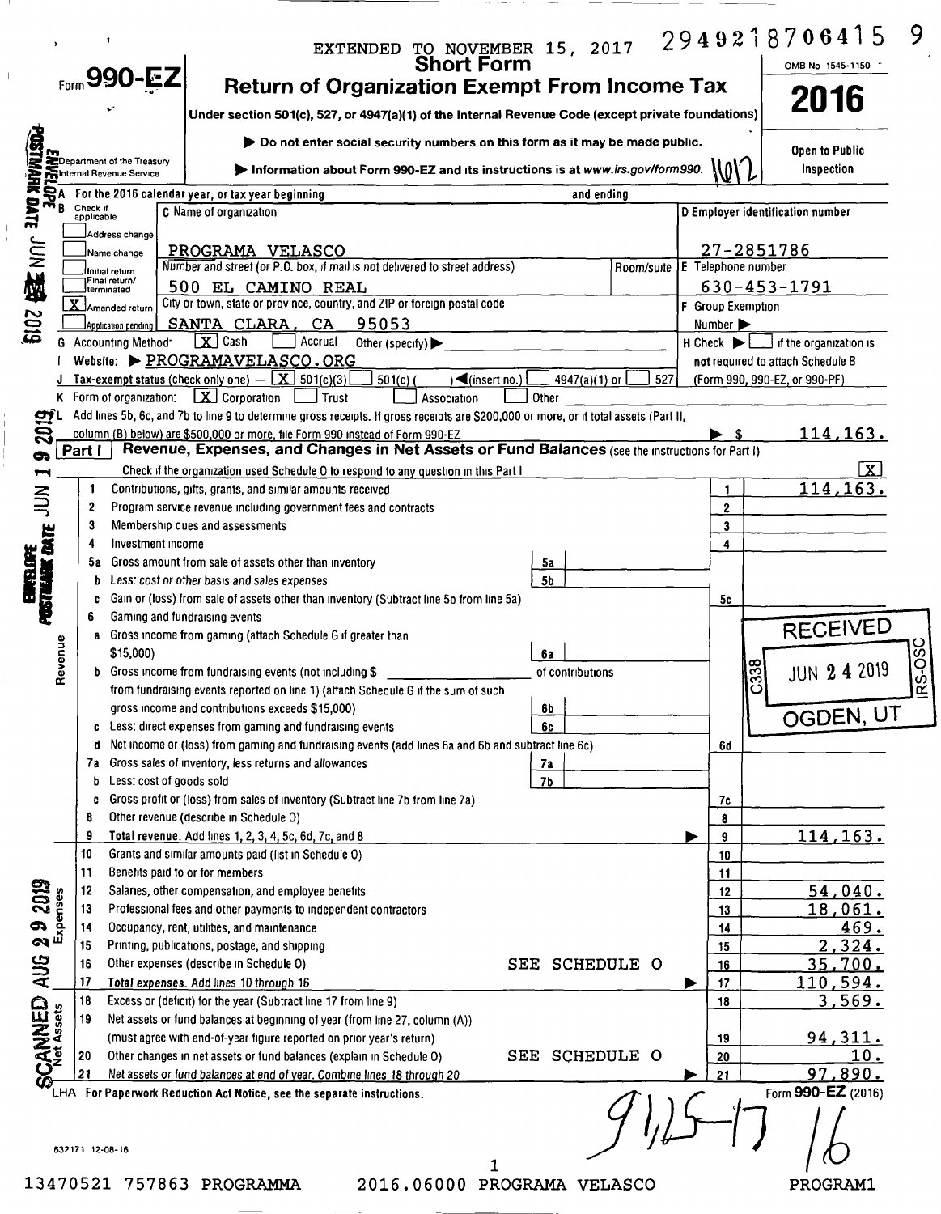EXTENDED TO NOVEMBER 15, 2017

2949218706415 9

# Form 990-EZ

## Short Form
## Return of Organization Exempt From Income Tax

Under section 501(c), 527, or 4947(a)(1) of the Internal Revenue Code (except private foundations)

▶ Do not enter social security numbers on this form as it may be made public.

▶ Information about Form 990-EZ and its instructions is at www.irs.gov/form990.

OMB No 1545-1150

**2016**

Open to Public Inspection

Department of the Treasury
Internal Revenue Service

A For the 2016 calendar year, or tax year beginning and ending

B Check if applicable:
- [ ] Address change
- [ ] Name change
- [ ] Initial return
- [ ] Final return/terminated
- [X] Amended return
- [ ] Application pending

C Name of organization: PROGRAMA VELASCO

Number and street (or P.O. box, if mail is not delivered to street address): 500 EL CAMINO REAL — Room/suite

City or town, state or province, country, and ZIP or foreign postal code: SANTA CLARA, CA 95053

D Employer identification number: 27-2851786

E Telephone number: 630-453-1791

F Group Exemption Number ▶

G Accounting Method: [X] Cash [ ] Accrual Other (specify) ▶

H Check ▶ [ ] if the organization is not required to attach Schedule B (Form 990, 990-EZ, or 990-PF)

I Website: ▶ PROGRAMAVELASCO.ORG

J Tax-exempt status (check only one) — [X] 501(c)(3) [ ] 501( ) ◀(insert no.) [ ] 4947(a)(1) or [ ] 527

K Form of organization: [X] Corporation [ ] Trust [ ] Association [ ] Other

L Add lines 5b, 6c, and 7b to line 9 to determine gross receipts. If gross receipts are $200,000 or more, or if total assets (Part II, column (B) below) are $500,000 or more, file Form 990 instead of Form 990-EZ ▶ $ 114,163.

**Part I** Revenue, Expenses, and Changes in Net Assets or Fund Balances (see the instructions for Part I)

Check if the organization used Schedule O to respond to any question in this Part I [X]

| | Line | Description | | | | Line | Amount |
|---|---|---|---|---|---|---|---|
| Revenue | 1 | Contributions, gifts, grants, and similar amounts received | | | | 1 | 114,163. |
| | 2 | Program service revenue including government fees and contracts | | | | 2 | |
| | 3 | Membership dues and assessments | | | | 3 | |
| | 4 | Investment income | | | | 4 | |
| | 5a | Gross amount from sale of assets other than inventory | 5a | | | | |
| | b | Less: cost or other basis and sales expenses | 5b | | | | |
| | c | Gain or (loss) from sale of assets other than inventory (Subtract line 5b from line 5a) | | | | 5c | |
| | 6 | Gaming and fundraising events | | | | | |
| | a | Gross income from gaming (attach Schedule G if greater than $15,000) | 6a | | | | |
| | b | Gross income from fundraising events (not including $ of contributions from fundraising events reported on line 1) (attach Schedule G if the sum of such gross income and contributions exceeds $15,000) | 6b | | | | |
| | c | Less: direct expenses from gaming and fundraising events | 6c | | | | |
| | d | Net income or (loss) from gaming and fundraising events (add lines 6a and 6b and subtract line 6c) | | | | 6d | |
| | 7a | Gross sales of inventory, less returns and allowances | 7a | | | | |
| | b | Less: cost of goods sold | 7b | | | | |
| | c | Gross profit or (loss) from sales of inventory (Subtract line 7b from line 7a) | | | | 7c | |
| | 8 | Other revenue (describe in Schedule O) | | | | 8 | |
| | 9 | Total revenue. Add lines 1, 2, 3, 4, 5c, 6d, 7c, and 8 ▶ | | | | 9 | 114,163. |
| Expenses | 10 | Grants and similar amounts paid (list in Schedule O) | | | | 10 | |
| | 11 | Benefits paid to or for members | | | | 11 | |
| | 12 | Salaries, other compensation, and employee benefits | | | | 12 | 54,040. |
| | 13 | Professional fees and other payments to independent contractors | | | | 13 | 18,061. |
| | 14 | Occupancy, rent, utilities, and maintenance | | | | 14 | 469. |
| | 15 | Printing, publications, postage, and shipping | | | | 15 | 2,324. |
| | 16 | Other expenses (describe in Schedule O) SEE SCHEDULE O | | | | 16 | 35,700. |
| | 17 | Total expenses. Add lines 10 through 16 ▶ | | | | 17 | 110,594. |
| Net Assets | 18 | Excess or (deficit) for the year (Subtract line 17 from line 9) | | | | 18 | 3,569. |
| | 19 | Net assets or fund balances at beginning of year (from line 27, column (A)) (must agree with end-of-year figure reported on prior year's return) | | | | 19 | 94,311. |
| | 20 | Other changes in net assets or fund balances (explain in Schedule O) SEE SCHEDULE O | | | | 20 | 10. |
| | 21 | Net assets or fund balances at end of year. Combine lines 18 through 20 ▶ | | | | 21 | 97,890. |

RECEIVED JUN 24 2019 OGDEN, UT — C338 — IRS-OSC

LHA For Paperwork Reduction Act Notice, see the separate instructions.

Form 990-EZ (2016)

632171 12-08-16

13470521 757863 PROGRAMMA 2016.06000 PROGRAMA VELASCO PROGRAM1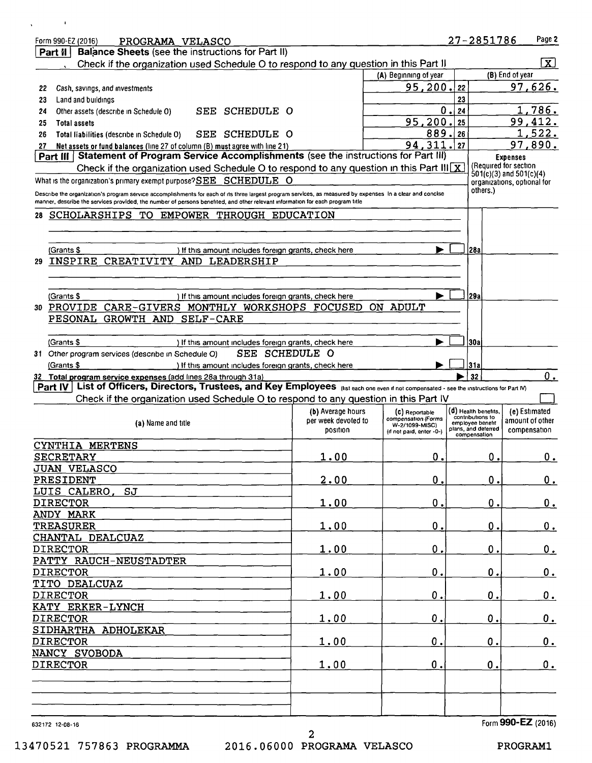Form 990-EZ (2016) PROGRAMA VELASCO 27-2851786 Page 2

**Part II** **Balance Sheets** (see the instructions for Part II)

Check if the organization used Schedule O to respond to any question in this Part II [X]

| | | (A) Beginning of year | | (B) End of year |
|---|---|---|---|---|
| 22 | Cash, savings, and investments | 95,200. | 22 | 97,626. |
| 23 | Land and buildings | | 23 | |
| 24 | Other assets (describe in Schedule O) SEE SCHEDULE O | 0. | 24 | 1,786. |
| 25 | Total assets | 95,200. | 25 | 99,412. |
| 26 | Total liabilities (describe in Schedule O) SEE SCHEDULE O | 889. | 26 | 1,522. |
| 27 | Net assets or fund balances (line 27 of column (B) must agree with line 21) | 94,311. | 27 | 97,890. |

**Part III** **Statement of Program Service Accomplishments** (see the instructions for Part III)

Check if the organization used Schedule O to respond to any question in this Part III [X]

**Expenses** (Required for section 501(c)(3) and 501(c)(4) organizations, optional for others.)

What is the organization's primary exempt purpose? SEE SCHEDULE O

Describe the organization's program service accomplishments for each of its three largest program services, as measured by expenses. In a clear and concise manner, describe the services provided, the number of persons benefited, and other relevant information for each program title.

28 SCHOLARSHIPS TO EMPOWER THROUGH EDUCATION

(Grants $ ) If this amount includes foreign grants, check here [ ] 28a

29 INSPIRE CREATIVITY AND LEADERSHIP

(Grants $ ) If this amount includes foreign grants, check here [ ] 29a

30 PROVIDE CARE-GIVERS MONTHLY WORKSHOPS FOCUSED ON ADULT PESONAL GROWTH AND SELF-CARE

(Grants $ ) If this amount includes foreign grants, check here [ ] 30a

31 Other program services (describe in Schedule O) SEE SCHEDULE O

(Grants $ ) If this amount includes foreign grants, check here [ ] 31a

32 Total program service expenses (add lines 28a through 31a) 32 0.

**Part IV** **List of Officers, Directors, Trustees, and Key Employees** (list each one even if not compensated - see the instructions for Part IV)

Check if the organization used Schedule O to respond to any question in this Part IV [ ]

| (a) Name and title | (b) Average hours per week devoted to position | (c) Reportable compensation (Forms W-2/1099-MISC) (if not paid, enter -0-) | (d) Health benefits, contributions to employee benefit plans, and deferred compensation | (e) Estimated amount of other compensation |
|---|---|---|---|---|
| CYNTHIA MERTENS<br>SECRETARY | 1.00 | 0. | 0. | 0. |
| JUAN VELASCO<br>PRESIDENT | 2.00 | 0. | 0. | 0. |
| LUIS CALERO, SJ<br>DIRECTOR | 1.00 | 0. | 0. | 0. |
| ANDY MARK<br>TREASURER | 1.00 | 0. | 0. | 0. |
| CHANTAL DEALCUAZ<br>DIRECTOR | 1.00 | 0. | 0. | 0. |
| PATTY RAUCH-NEUSTADTER<br>DIRECTOR | 1.00 | 0. | 0. | 0. |
| TITO DEALCUAZ<br>DIRECTOR | 1.00 | 0. | 0. | 0. |
| KATY ERKER-LYNCH<br>DIRECTOR | 1.00 | 0. | 0. | 0. |
| SIDHARTHA ADHOLEKAR<br>DIRECTOR | 1.00 | 0. | 0. | 0. |
| NANCY SVOBODA<br>DIRECTOR | 1.00 | 0. | 0. | 0. |

632172 12-08-16 Form **990-EZ** (2016)

13470521 757863 PROGRAMMA 2016.06000 PROGRAMA VELASCO PROGRAM1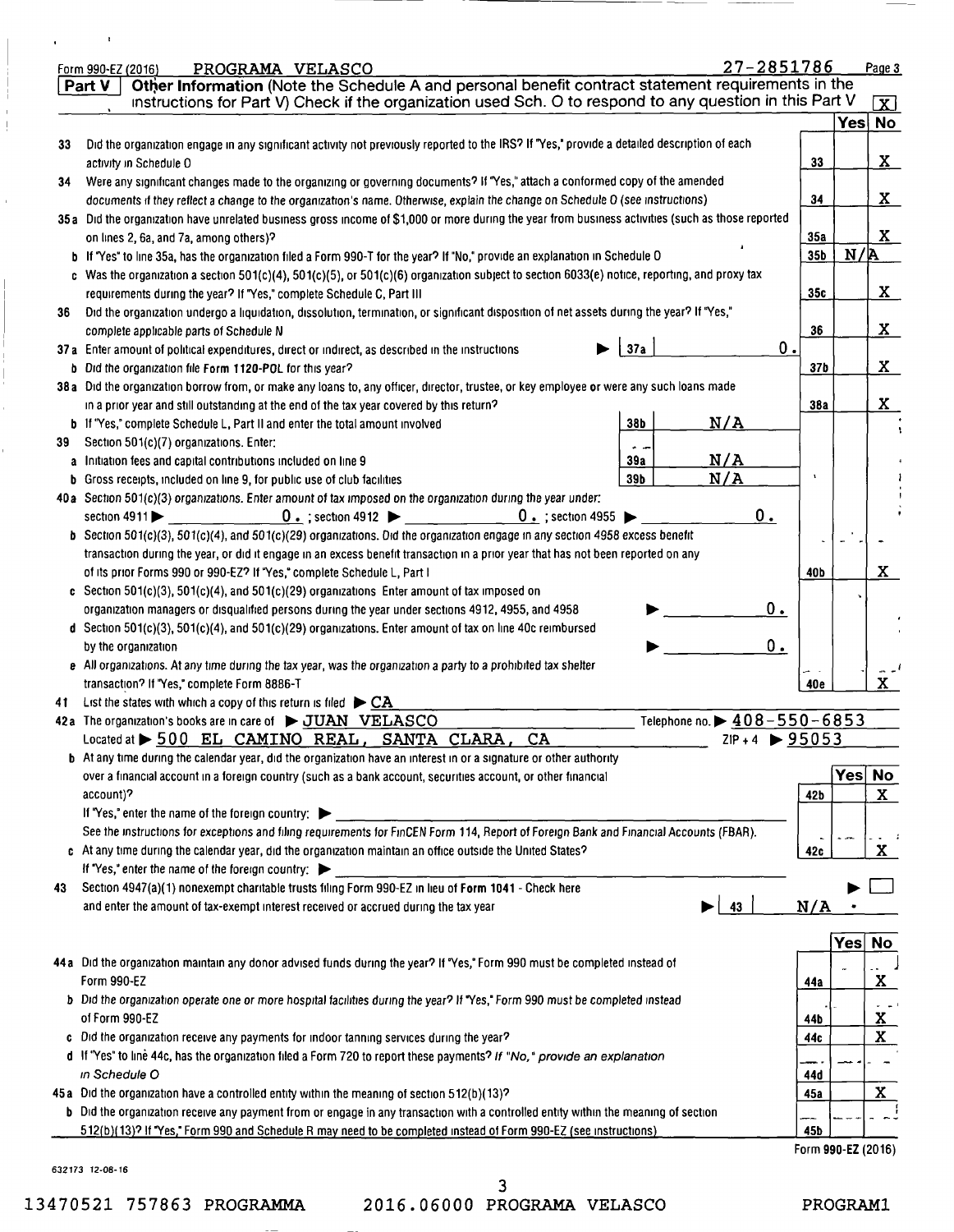Form 990-EZ (2016) PROGRAMA VELASCO 27-2851786 Page 3

**Part V** **Other Information** (Note the Schedule A and personal benefit contract statement requirements in the instructions for Part V) Check if the organization used Sch. O to respond to any question in this Part V [X]

| | | | Yes | No |
|---|---|---|---|---|
| 33 | Did the organization engage in any significant activity not previously reported to the IRS? If "Yes," provide a detailed description of each activity in Schedule O | 33 | | X |
| 34 | Were any significant changes made to the organizing or governing documents? If "Yes," attach a conformed copy of the amended documents if they reflect a change to the organization's name. Otherwise, explain the change on Schedule O (see instructions) | 34 | | X |
| 35a | Did the organization have unrelated business gross income of $1,000 or more during the year from business activities (such as those reported on lines 2, 6a, and 7a, among others)? | 35a | | X |
| b | If "Yes" to line 35a, has the organization filed a Form 990-T for the year? If "No," provide an explanation in Schedule O | 35b | N/A | |
| c | Was the organization a section 501(c)(4), 501(c)(5), or 501(c)(6) organization subject to section 6033(e) notice, reporting, and proxy tax requirements during the year? If "Yes," complete Schedule C, Part III | 35c | | X |
| 36 | Did the organization undergo a liquidation, dissolution, termination, or significant disposition of net assets during the year? If "Yes," complete applicable parts of Schedule N | 36 | | X |
| 37a | Enter amount of political expenditures, direct or indirect, as described in the instructions ▶ 37a 0. | | | |
| b | Did the organization file Form 1120-POL for this year? | 37b | | X |
| 38a | Did the organization borrow from, or make any loans to, any officer, director, trustee, or key employee or were any such loans made in a prior year and still outstanding at the end of the tax year covered by this return? | 38a | | X |
| b | If "Yes," complete Schedule L, Part II and enter the total amount involved 38b N/A | | | |
| 39 | Section 501(c)(7) organizations. Enter: | | | |
| a | Initiation fees and capital contributions included on line 9 39a N/A | | | |
| b | Gross receipts, included on line 9, for public use of club facilities 39b N/A | | | |
| 40a | Section 501(c)(3) organizations. Enter amount of tax imposed on the organization during the year under: section 4911 ▶ 0. ; section 4912 ▶ 0. ; section 4955 ▶ 0. | | | |
| b | Section 501(c)(3), 501(c)(4), and 501(c)(29) organizations. Did the organization engage in any section 4958 excess benefit transaction during the year, or did it engage in an excess benefit transaction in a prior year that has not been reported on any of its prior Forms 990 or 990-EZ? If "Yes," complete Schedule L, Part I | 40b | | X |
| c | Section 501(c)(3), 501(c)(4), and 501(c)(29) organizations Enter amount of tax imposed on organization managers or disqualified persons during the year under sections 4912, 4955, and 4958 ▶ 0. | | | |
| d | Section 501(c)(3), 501(c)(4), and 501(c)(29) organizations. Enter amount of tax on line 40c reimbursed by the organization ▶ 0. | | | |
| e | All organizations. At any time during the tax year, was the organization a party to a prohibited tax shelter transaction? If "Yes," complete Form 8886-T | 40e | | X |

41 List the states with which a copy of this return is filed ▶ CA

42a The organization's books are in care of ▶ JUAN VELASCO Telephone no. ▶ 408-550-6853
Located at ▶ 500 EL CAMINO REAL, SANTA CLARA, CA ZIP + 4 ▶ 95053

| | | | Yes | No |
|---|---|---|---|---|
| b | At any time during the calendar year, did the organization have an interest in or a signature or other authority over a financial account in a foreign country (such as a bank account, securities account, or other financial account)? If "Yes," enter the name of the foreign country: ▶ See the instructions for exceptions and filing requirements for FinCEN Form 114, Report of Foreign Bank and Financial Accounts (FBAR). | 42b | | X |
| c | At any time during the calendar year, did the organization maintain an office outside the United States? If "Yes," enter the name of the foreign country: ▶ | 42c | | X |

43 Section 4947(a)(1) nonexempt charitable trusts filing Form 990-EZ in lieu of Form 1041 - Check here ▶ [ ] and enter the amount of tax-exempt interest received or accrued during the tax year ▶ 43 N/A

| | | | Yes | No |
|---|---|---|---|---|
| 44a | Did the organization maintain any donor advised funds during the year? If "Yes," Form 990 must be completed instead of Form 990-EZ | 44a | | X |
| b | Did the organization operate one or more hospital facilities during the year? If "Yes," Form 990 must be completed instead of Form 990-EZ | 44b | | X |
| c | Did the organization receive any payments for indoor tanning services during the year? | 44c | | X |
| d | If "Yes" to line 44c, has the organization filed a Form 720 to report these payments? If "No," provide an explanation in Schedule O | 44d | | |
| 45a | Did the organization have a controlled entity within the meaning of section 512(b)(13)? | 45a | | X |
| b | Did the organization receive any payment from or engage in any transaction with a controlled entity within the meaning of section 512(b)(13)? If "Yes," Form 990 and Schedule R may need to be completed instead of Form 990-EZ (see instructions) | 45b | | |

Form 990-EZ (2016)

632173 12-08-16

13470521 757863 PROGRAMMA 2016.06000 PROGRAMA VELASCO PROGRAM1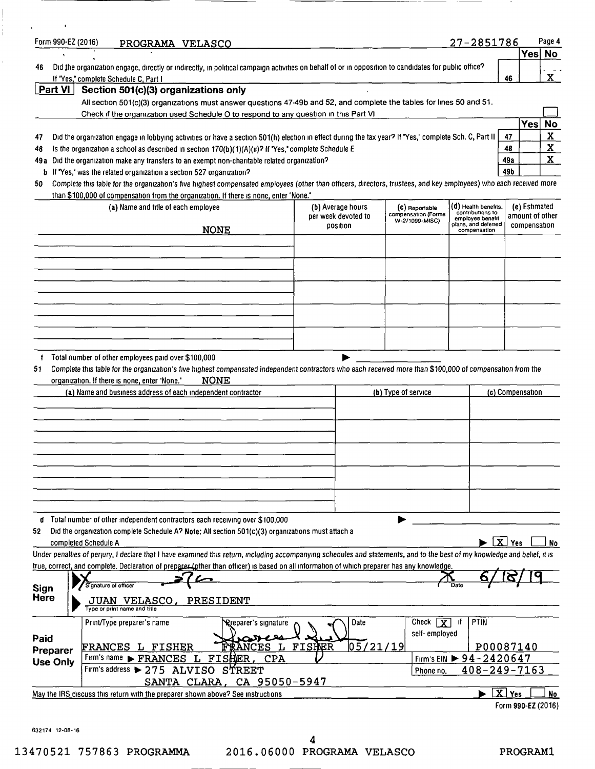Form 990-EZ (2016) PROGRAMA VELASCO 27-2851786 Page 4

| | | | Yes | No |
|---|---|---|---|---|
| 46 | Did the organization engage, directly or indirectly, in political campaign activities on behalf of or in opposition to candidates for public office? If "Yes," complete Schedule C, Part I | 46 | | X |

## Part VI Section 501(c)(3) organizations only

All section 501(c)(3) organizations must answer questions 47-49b and 52, and complete the tables for lines 50 and 51.

Check if the organization used Schedule O to respond to any question in this Part VI ☐

| | | | Yes | No |
|---|---|---|---|---|
| 47 | Did the organization engage in lobbying activities or have a section 501(h) election in effect during the tax year? If "Yes," complete Sch. C, Part II | 47 | | X |
| 48 | Is the organization a school as described in section 170(b)(1)(A)(ii)? If "Yes," complete Schedule E | 48 | | X |
| 49a | Did the organization make any transfers to an exempt non-charitable related organization? | 49a | | X |
| b | If "Yes," was the related organization a section 527 organization? | 49b | | |

50 Complete this table for the organization's five highest compensated employees (other than officers, directors, trustees, and key employees) who each received more than $100,000 of compensation from the organization. If there is none, enter "None."

| (a) Name and title of each employee | (b) Average hours per week devoted to position | (c) Reportable compensation (Forms W-2/1099-MISC) | (d) Health benefits, contributions to employee benefit plans, and deferred compensation | (e) Estimated amount of other compensation |
|---|---|---|---|---|
| NONE | | | | |
| | | | | |
| | | | | |
| | | | | |
| | | | | |

f Total number of other employees paid over $100,000 ▶

51 Complete this table for the organization's five highest compensated independent contractors who each received more than $100,000 of compensation from the organization. If there is none, enter "None." NONE

| (a) Name and business address of each independent contractor | (b) Type of service | (c) Compensation |
|---|---|---|
| | | |
| | | |
| | | |
| | | |
| | | |

d Total number of other independent contractors each receiving over $100,000 ▶

52 Did the organization complete Schedule A? **Note:** All section 501(c)(3) organizations must attach a completed Schedule A ▶ [X] Yes ☐ No

Under penalties of perjury, I declare that I have examined this return, including accompanying schedules and statements, and to the best of my knowledge and belief, it is true, correct, and complete. Declaration of preparer (other than officer) is based on all information of which preparer has any knowledge.

**Sign Here**

Signature of officer: [signature] Date: 6/18/19

JUAN VELASCO, PRESIDENT
Type or print name and title

**Paid Preparer Use Only**

| Print/Type preparer's name | Preparer's signature | Date | Check [X] if self-employed | PTIN |
|---|---|---|---|---|
| FRANCES L FISHER | FRANCES L FISHER | 05/21/19 | | P00087140 |

Firm's name ▶ FRANCES L FISHER, CPA — Firm's EIN ▶ 94-2420647

Firm's address ▶ 275 ALVISO STREET, SANTA CLARA, CA 95050-5947 — Phone no. 408-249-7163

May the IRS discuss this return with the preparer shown above? See instructions ▶ [X] Yes ☐ No

Form **990-EZ** (2016)

632174 12-08-16

13470521 757863 PROGRAMMA 2016.06000 PROGRAMA VELASCO PROGRAM1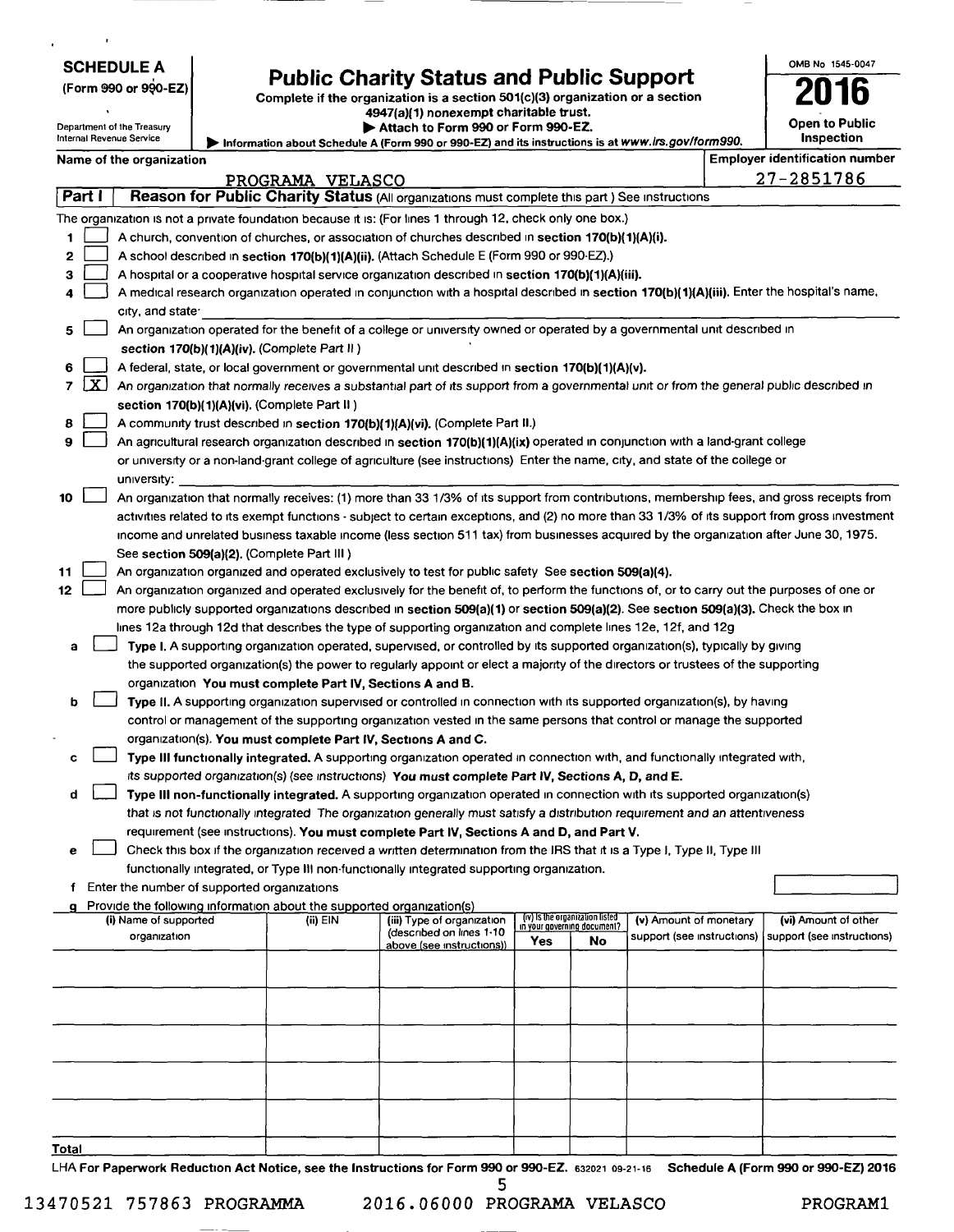**SCHEDULE A**
**(Form 990 or 990-EZ)**

Department of the Treasury
Internal Revenue Service

# Public Charity Status and Public Support

**Complete if the organization is a section 501(c)(3) organization or a section 4947(a)(1) nonexempt charitable trust.**
▶ **Attach to Form 990 or Form 990-EZ.**
▶ Information about Schedule A (Form 990 or 990-EZ) and its instructions is at *www.irs.gov/form990.*

OMB No 1545-0047

**2016**

**Open to Public Inspection**

**Name of the organization**
PROGRAMA VELASCO

**Employer identification number**
27-2851786

**Part I** **Reason for Public Charity Status** (All organizations must complete this part.) See instructions

The organization is not a private foundation because it is: (For lines 1 through 12, check only one box.)

1 [ ] A church, convention of churches, or association of churches described in **section 170(b)(1)(A)(i).**
2 [ ] A school described in **section 170(b)(1)(A)(ii).** (Attach Schedule E (Form 990 or 990-EZ).)
3 [ ] A hospital or a cooperative hospital service organization described in **section 170(b)(1)(A)(iii).**
4 [ ] A medical research organization operated in conjunction with a hospital described in **section 170(b)(1)(A)(iii).** Enter the hospital's name, city, and state: ______
5 [ ] An organization operated for the benefit of a college or university owned or operated by a governmental unit described in **section 170(b)(1)(A)(iv).** (Complete Part II.)
6 [ ] A federal, state, or local government or governmental unit described in **section 170(b)(1)(A)(v).**
7 [X] An organization that normally receives a substantial part of its support from a governmental unit or from the general public described in **section 170(b)(1)(A)(vi).** (Complete Part II.)
8 [ ] A community trust described in **section 170(b)(1)(A)(vi).** (Complete Part II.)
9 [ ] An agricultural research organization described in **section 170(b)(1)(A)(ix)** operated in conjunction with a land-grant college or university or a non-land-grant college of agriculture (see instructions). Enter the name, city, and state of the college or university: ______
10 [ ] An organization that normally receives: (1) more than 33 1/3% of its support from contributions, membership fees, and gross receipts from activities related to its exempt functions - subject to certain exceptions, and (2) no more than 33 1/3% of its support from gross investment income and unrelated business taxable income (less section 511 tax) from businesses acquired by the organization after June 30, 1975. See **section 509(a)(2).** (Complete Part III.)
11 [ ] An organization organized and operated exclusively to test for public safety. See **section 509(a)(4).**
12 [ ] An organization organized and operated exclusively for the benefit of, to perform the functions of, or to carry out the purposes of one or more publicly supported organizations described in **section 509(a)(1)** or **section 509(a)(2).** See **section 509(a)(3).** Check the box in lines 12a through 12d that describes the type of supporting organization and complete lines 12e, 12f, and 12g.

a [ ] **Type I.** A supporting organization operated, supervised, or controlled by its supported organization(s), typically by giving the supported organization(s) the power to regularly appoint or elect a majority of the directors or trustees of the supporting organization. **You must complete Part IV, Sections A and B.**
b [ ] **Type II.** A supporting organization supervised or controlled in connection with its supported organization(s), by having control or management of the supporting organization vested in the same persons that control or manage the supported organization(s). **You must complete Part IV, Sections A and C.**
c [ ] **Type III functionally integrated.** A supporting organization operated in connection with, and functionally integrated with, its supported organization(s) (see instructions). **You must complete Part IV, Sections A, D, and E.**
d [ ] **Type III non-functionally integrated.** A supporting organization operated in connection with its supported organization(s) that is not functionally integrated. The organization generally must satisfy a distribution requirement and an attentiveness requirement (see instructions). **You must complete Part IV, Sections A and D, and Part V.**
e [ ] Check this box if the organization received a written determination from the IRS that it is a Type I, Type II, Type III functionally integrated, or Type III non-functionally integrated supporting organization.
f Enter the number of supported organizations
g Provide the following information about the supported organization(s)

| (i) Name of supported organization | (ii) EIN | (iii) Type of organization (described on lines 1-10 above (see instructions)) | (iv) Is the organization listed in your governing document? Yes | No | (v) Amount of monetary support (see instructions) | (vi) Amount of other support (see instructions) |
|---|---|---|---|---|---|---|
| | | | | | | |
| | | | | | | |
| | | | | | | |
| | | | | | | |
| | | | | | | |
| | | | | | | |
| **Total** | | | | | | |

**LHA For Paperwork Reduction Act Notice, see the Instructions for Form 990 or 990-EZ.** 632021 09-21-16 **Schedule A (Form 990 or 990-EZ) 2016**

13470521 757863 PROGRAMMA 2016.06000 PROGRAMA VELASCO PROGRAM1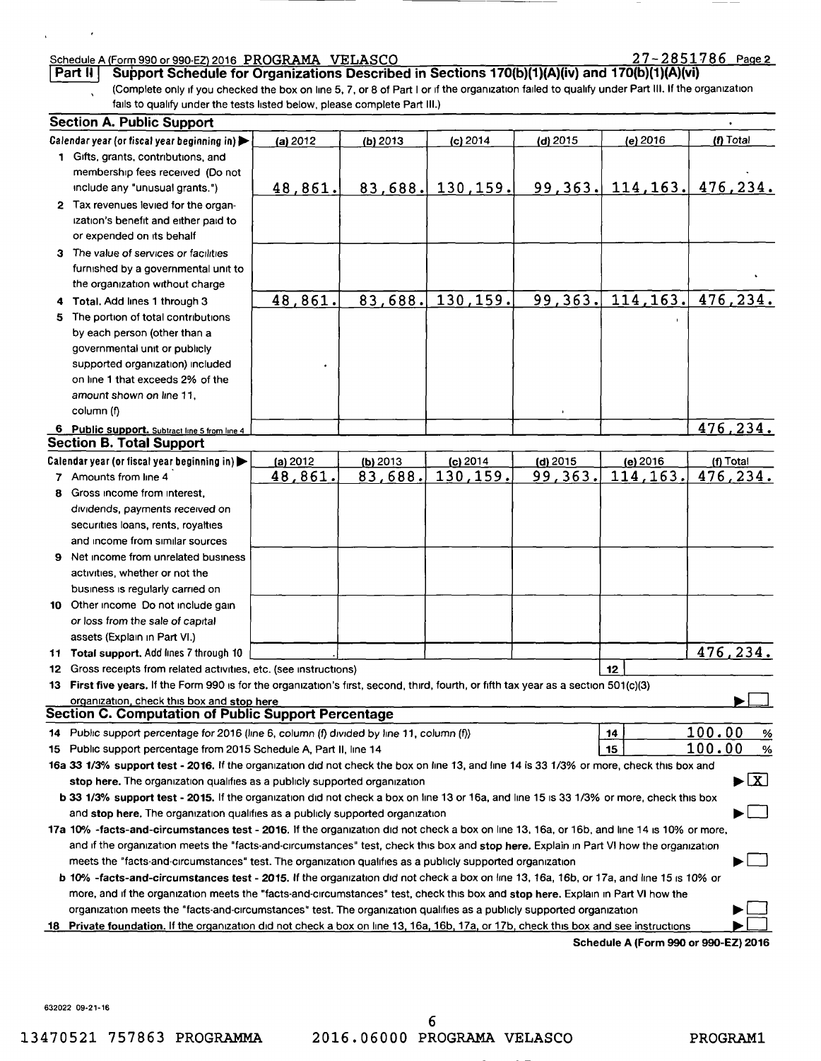Schedule A (Form 990 or 990-EZ) 2016 PROGRAMA VELASCO 27-2851786 Page 2

**Part II Support Schedule for Organizations Described in Sections 170(b)(1)(A)(iv) and 170(b)(1)(A)(vi)**

(Complete only if you checked the box on line 5, 7, or 8 of Part I or if the organization failed to qualify under Part III. If the organization fails to qualify under the tests listed below, please complete Part III.)

**Section A. Public Support**

| Calendar year (or fiscal year beginning in) ▶ | (a) 2012 | (b) 2013 | (c) 2014 | (d) 2015 | (e) 2016 | (f) Total |
|---|---|---|---|---|---|---|
| 1 Gifts, grants, contributions, and membership fees received (Do not include any "unusual grants.") | 48,861. | 83,688. | 130,159. | 99,363. | 114,163. | 476,234. |
| 2 Tax revenues levied for the organization's benefit and either paid to or expended on its behalf | | | | | | |
| 3 The value of services or facilities furnished by a governmental unit to the organization without charge | | | | | | |
| 4 **Total.** Add lines 1 through 3 | 48,861. | 83,688. | 130,159. | 99,363. | 114,163. | 476,234. |
| 5 The portion of total contributions by each person (other than a governmental unit or publicly supported organization) included on line 1 that exceeds 2% of the amount shown on line 11, column (f) | | | | | | |
| 6 **Public support.** Subtract line 5 from line 4 | | | | | | 476,234. |

**Section B. Total Support**

| Calendar year (or fiscal year beginning in) ▶ | (a) 2012 | (b) 2013 | (c) 2014 | (d) 2015 | (e) 2016 | (f) Total |
|---|---|---|---|---|---|---|
| 7 Amounts from line 4 | 48,861. | 83,688. | 130,159. | 99,363. | 114,163. | 476,234. |
| 8 Gross income from interest, dividends, payments received on securities loans, rents, royalties and income from similar sources | | | | | | |
| 9 Net income from unrelated business activities, whether or not the business is regularly carried on | | | | | | |
| 10 Other income Do not include gain or loss from the sale of capital assets (Explain in Part VI.) | | | | | | |
| 11 **Total support.** Add lines 7 through 10 | | | | | | 476,234. |

12 Gross receipts from related activities, etc. (see instructions) | 12 |

13 **First five years.** If the Form 990 is for the organization's first, second, third, fourth, or fifth tax year as a section 501(c)(3) organization, check this box and stop here ▶ ☐

**Section C. Computation of Public Support Percentage**

14 Public support percentage for 2016 (line 6, column (f) divided by line 11, column (f)) | 14 | 100.00 %

15 Public support percentage from 2015 Schedule A, Part II, line 14 | 15 | 100.00 %

16a **33 1/3% support test - 2016.** If the organization did not check the box on line 13, and line 14 is 33 1/3% or more, check this box and **stop here.** The organization qualifies as a publicly supported organization ▶ ☒

b **33 1/3% support test - 2015.** If the organization did not check a box on line 13 or 16a, and line 15 is 33 1/3% or more, check this box and **stop here.** The organization qualifies as a publicly supported organization ▶ ☐

17a **10% -facts-and-circumstances test - 2016.** If the organization did not check a box on line 13, 16a, or 16b, and line 14 is 10% or more, and if the organization meets the "facts-and-circumstances" test, check this box and **stop here.** Explain in Part VI how the organization meets the "facts-and-circumstances" test. The organization qualifies as a publicly supported organization ▶ ☐

b **10% -facts-and-circumstances test - 2015.** If the organization did not check a box on line 13, 16a, 16b, or 17a, and line 15 is 10% or more, and if the organization meets the "facts-and-circumstances" test, check this box and **stop here.** Explain in Part VI how the organization meets the "facts-and-circumstances" test. The organization qualifies as a publicly supported organization ▶ ☐

18 **Private foundation.** If the organization did not check a box on line 13, 16a, 16b, 17a, or 17b, check this box and see instructions ▶ ☐

**Schedule A (Form 990 or 990-EZ) 2016**

632022 09-21-16

13470521 757863 PROGRAMMA 2016.06000 PROGRAMA VELASCO PROGRAM1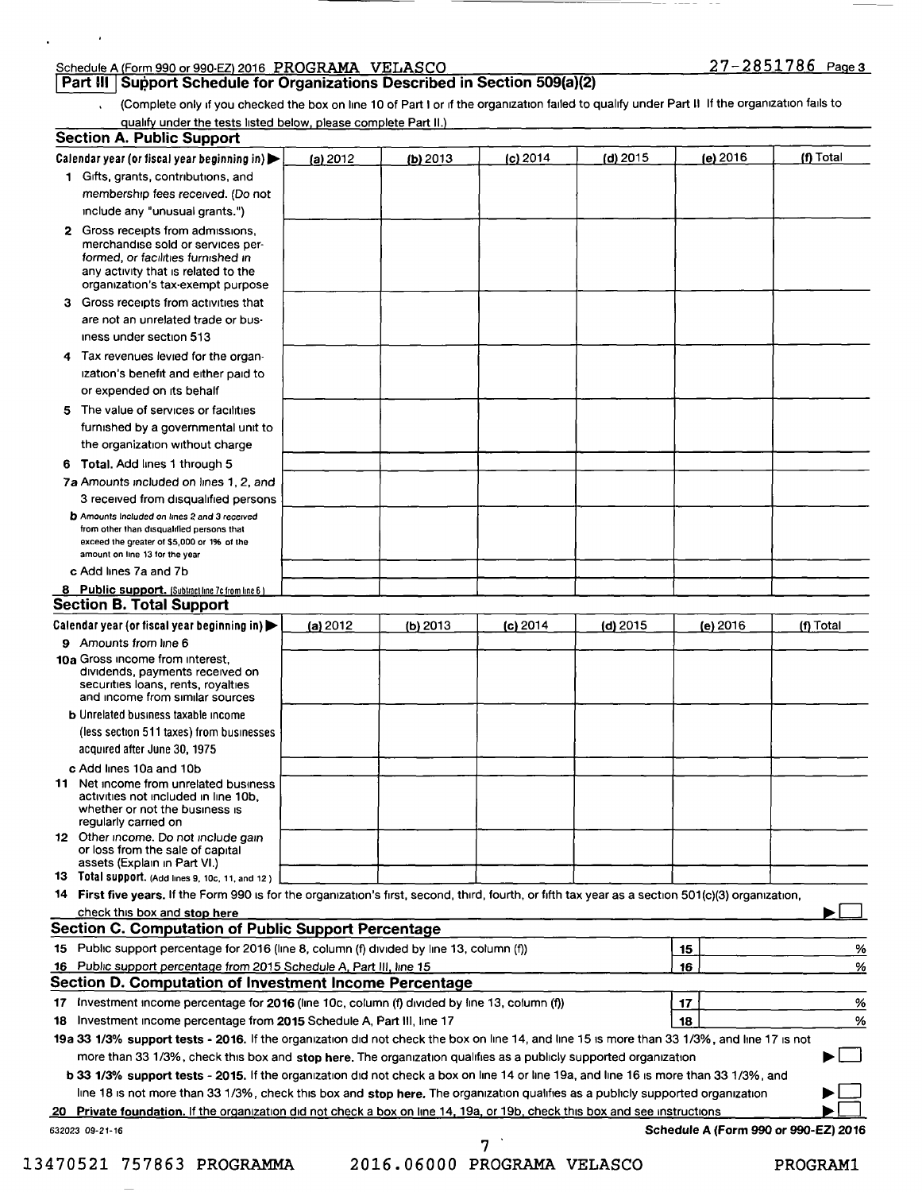Schedule A (Form 990 or 990-EZ) 2016 PROGRAMA VELASCO 27-2851786 Page 3

## Part III Support Schedule for Organizations Described in Section 509(a)(2)

(Complete only if you checked the box on line 10 of Part I or if the organization failed to qualify under Part II If the organization fails to qualify under the tests listed below, please complete Part II.)

### Section A. Public Support

| Calendar year (or fiscal year beginning in) ▶ | (a) 2012 | (b) 2013 | (c) 2014 | (d) 2015 | (e) 2016 | (f) Total |
|---|---|---|---|---|---|---|
| 1 Gifts, grants, contributions, and membership fees received. (Do not include any "unusual grants.") | | | | | | |
| 2 Gross receipts from admissions, merchandise sold or services performed, or facilities furnished in any activity that is related to the organization's tax-exempt purpose | | | | | | |
| 3 Gross receipts from activities that are not an unrelated trade or business under section 513 | | | | | | |
| 4 Tax revenues levied for the organization's benefit and either paid to or expended on its behalf | | | | | | |
| 5 The value of services or facilities furnished by a governmental unit to the organization without charge | | | | | | |
| 6 **Total.** Add lines 1 through 5 | | | | | | |
| 7a Amounts included on lines 1, 2, and 3 received from disqualified persons | | | | | | |
| b Amounts included on lines 2 and 3 received from other than disqualified persons that exceed the greater of $5,000 or 1% of the amount on line 13 for the year | | | | | | |
| c Add lines 7a and 7b | | | | | | |
| 8 **Public support.** (Subtract line 7c from line 6.) | | | | | | |

### Section B. Total Support

| Calendar year (or fiscal year beginning in) ▶ | (a) 2012 | (b) 2013 | (c) 2014 | (d) 2015 | (e) 2016 | (f) Total |
|---|---|---|---|---|---|---|
| 9 Amounts from line 6 | | | | | | |
| 10a Gross income from interest, dividends, payments received on securities loans, rents, royalties and income from similar sources | | | | | | |
| b Unrelated business taxable income (less section 511 taxes) from businesses acquired after June 30, 1975 | | | | | | |
| c Add lines 10a and 10b | | | | | | |
| 11 Net income from unrelated business activities not included in line 10b, whether or not the business is regularly carried on | | | | | | |
| 12 Other income. Do not include gain or loss from the sale of capital assets (Explain in Part VI.) | | | | | | |
| 13 **Total support.** (Add lines 9, 10c, 11, and 12.) | | | | | | |

14 **First five years.** If the Form 990 is for the organization's first, second, third, fourth, or fifth tax year as a section 501(c)(3) organization, check this box and **stop here** ▶ ☐

### Section C. Computation of Public Support Percentage

| | | |
|---|---|---|
| 15 Public support percentage for 2016 (line 8, column (f) divided by line 13, column (f)) | 15 | % |
| 16 Public support percentage from 2015 Schedule A, Part III, line 15 | 16 | % |

### Section D. Computation of Investment Income Percentage

| | | |
|---|---|---|
| 17 Investment income percentage for **2016** (line 10c, column (f) divided by line 13, column (f)) | 17 | % |
| 18 Investment income percentage from **2015** Schedule A, Part III, line 17 | 18 | % |

19a **33 1/3% support tests - 2016.** If the organization did not check the box on line 14, and line 15 is more than 33 1/3%, and line 17 is not more than 33 1/3%, check this box and **stop here.** The organization qualifies as a publicly supported organization ▶ ☐

b **33 1/3% support tests - 2015.** If the organization did not check a box on line 14 or line 19a, and line 16 is more than 33 1/3%, and line 18 is not more than 33 1/3%, check this box and **stop here.** The organization qualifies as a publicly supported organization ▶ ☐

20 **Private foundation.** If the organization did not check a box on line 14, 19a, or 19b, check this box and see instructions ▶ ☐

632023 09-21-16 **Schedule A (Form 990 or 990-EZ) 2016**

13470521 757863 PROGRAMMA 2016.06000 PROGRAMA VELASCO PROGRAM1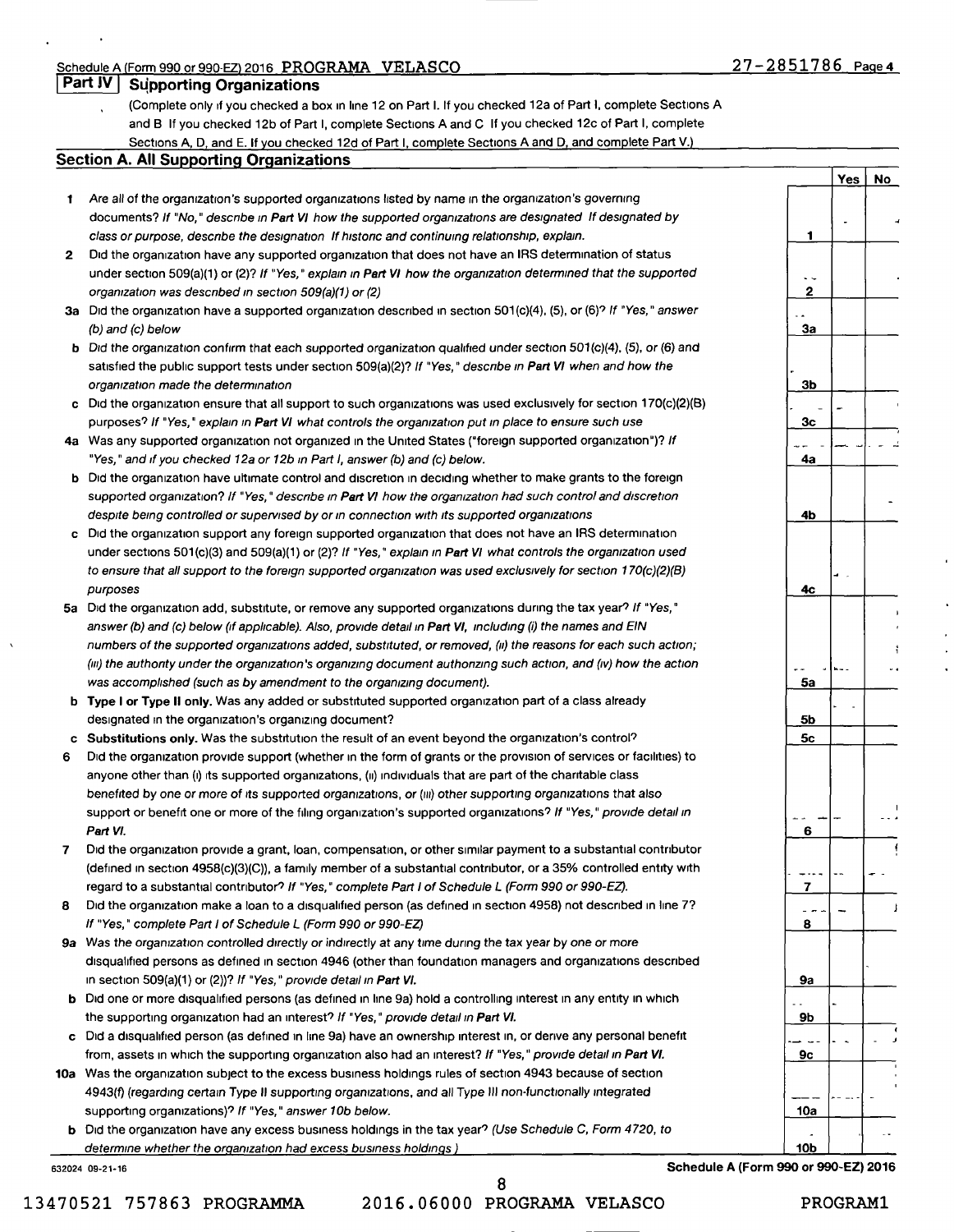Schedule A (Form 990 or 990-EZ) 2016 PROGRAMA VELASCO 27-2851786 Page 4

## Part IV Supporting Organizations

(Complete only if you checked a box in line 12 on Part I. If you checked 12a of Part I, complete Sections A and B If you checked 12b of Part I, complete Sections A and C If you checked 12c of Part I, complete Sections A, D, and E. If you checked 12d of Part I, complete Sections A and D, and complete Part V.)

### Section A. All Supporting Organizations

| | | | Yes | No |
|---|---|---|---|---|
| 1 | Are all of the organization's supported organizations listed by name in the organization's governing documents? *If "No," describe in Part VI how the supported organizations are designated If designated by class or purpose, describe the designation If historic and continuing relationship, explain.* | 1 | | |
| 2 | Did the organization have any supported organization that does not have an IRS determination of status under section 509(a)(1) or (2)? *If "Yes," explain in Part VI how the organization determined that the supported organization was described in section 509(a)(1) or (2)* | 2 | | |
| 3a | Did the organization have a supported organization described in section 501(c)(4), (5), or (6)? *If "Yes," answer (b) and (c) below* | 3a | | |
| b | Did the organization confirm that each supported organization qualified under section 501(c)(4), (5), or (6) and satisfied the public support tests under section 509(a)(2)? *If "Yes," describe in Part VI when and how the organization made the determination* | 3b | | |
| c | Did the organization ensure that all support to such organizations was used exclusively for section 170(c)(2)(B) purposes? *If "Yes," explain in Part VI what controls the organization put in place to ensure such use* | 3c | | |
| 4a | Was any supported organization not organized in the United States ("foreign supported organization")? *If "Yes," and if you checked 12a or 12b in Part I, answer (b) and (c) below.* | 4a | | |
| b | Did the organization have ultimate control and discretion in deciding whether to make grants to the foreign supported organization? *If "Yes," describe in Part VI how the organization had such control and discretion despite being controlled or supervised by or in connection with its supported organizations* | 4b | | |
| c | Did the organization support any foreign supported organization that does not have an IRS determination under sections 501(c)(3) and 509(a)(1) or (2)? *If "Yes," explain in Part VI what controls the organization used to ensure that all support to the foreign supported organization was used exclusively for section 170(c)(2)(B) purposes* | 4c | | |
| 5a | Did the organization add, substitute, or remove any supported organizations during the tax year? *If "Yes," answer (b) and (c) below (if applicable). Also, provide detail in Part VI, including (i) the names and EIN numbers of the supported organizations added, substituted, or removed, (ii) the reasons for each such action; (iii) the authority under the organization's organizing document authorizing such action, and (iv) how the action was accomplished (such as by amendment to the organizing document).* | 5a | | |
| b | **Type I or Type II only.** Was any added or substituted supported organization part of a class already designated in the organization's organizing document? | 5b | | |
| c | **Substitutions only.** Was the substitution the result of an event beyond the organization's control? | 5c | | |
| 6 | Did the organization provide support (whether in the form of grants or the provision of services or facilities) to anyone other than (i) its supported organizations, (ii) individuals that are part of the charitable class benefited by one or more of its supported organizations, or (iii) other supporting organizations that also support or benefit one or more of the filing organization's supported organizations? *If "Yes," provide detail in Part VI.* | 6 | | |
| 7 | Did the organization provide a grant, loan, compensation, or other similar payment to a substantial contributor (defined in section 4958(c)(3)(C)), a family member of a substantial contributor, or a 35% controlled entity with regard to a substantial contributor? *If "Yes," complete Part I of Schedule L (Form 990 or 990-EZ).* | 7 | | |
| 8 | Did the organization make a loan to a disqualified person (as defined in section 4958) not described in line 7? *If "Yes," complete Part I of Schedule L (Form 990 or 990-EZ)* | 8 | | |
| 9a | Was the organization controlled directly or indirectly at any time during the tax year by one or more disqualified persons as defined in section 4946 (other than foundation managers and organizations described in section 509(a)(1) or (2))? *If "Yes," provide detail in Part VI.* | 9a | | |
| b | Did one or more disqualified persons (as defined in line 9a) hold a controlling interest in any entity in which the supporting organization had an interest? *If "Yes," provide detail in Part VI.* | 9b | | |
| c | Did a disqualified person (as defined in line 9a) have an ownership interest in, or derive any personal benefit from, assets in which the supporting organization also had an interest? *If "Yes," provide detail in Part VI.* | 9c | | |
| 10a | Was the organization subject to the excess business holdings rules of section 4943 because of section 4943(f) (regarding certain Type II supporting organizations, and all Type III non-functionally integrated supporting organizations)? *If "Yes," answer 10b below.* | 10a | | |
| b | Did the organization have any excess business holdings in the tax year? *(Use Schedule C, Form 4720, to determine whether the organization had excess business holdings )* | 10b | | |

632024 09-21-16 **Schedule A (Form 990 or 990-EZ) 2016**

13470521 757863 PROGRAMMA 2016.06000 PROGRAMA VELASCO PROGRAM1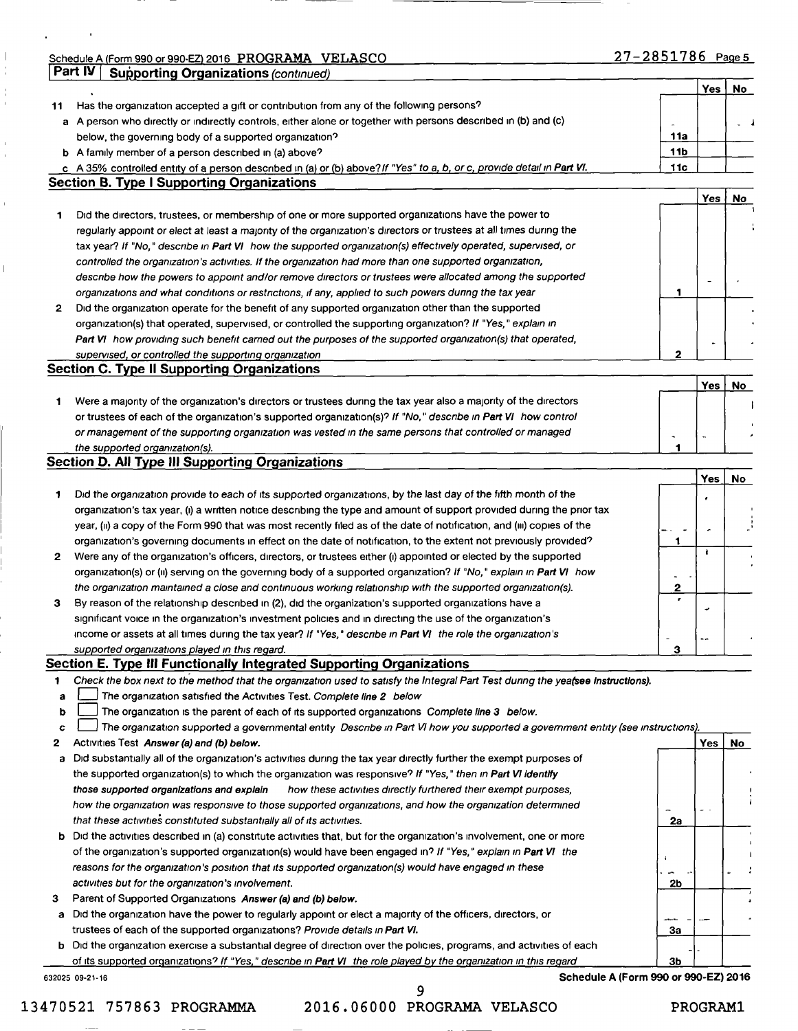Schedule A (Form 990 or 990-EZ) 2016 PROGRAMA VELASCO 27-2851786 Page 5

**Part IV Supporting Organizations** *(continued)*

| | | | Yes | No |
|---|---|---|---|---|
| 11 | Has the organization accepted a gift or contribution from any of the following persons? | | | |
| a | A person who directly or indirectly controls, either alone or together with persons described in (b) and (c) below, the governing body of a supported organization? | 11a | | |
| b | A family member of a person described in (a) above? | 11b | | |
| c | A 35% controlled entity of a person described in (a) or (b) above? *If "Yes" to a, b, or c, provide detail in Part VI.* | 11c | | |

## Section B. Type I Supporting Organizations

| | | | Yes | No |
|---|---|---|---|---|
| 1 | Did the directors, trustees, or membership of one or more supported organizations have the power to regularly appoint or elect at least a majority of the organization's directors or trustees at all times during the tax year? *If "No," describe in Part VI how the supported organization(s) effectively operated, supervised, or controlled the organization's activities. If the organization had more than one supported organization, describe how the powers to appoint and/or remove directors or trustees were allocated among the supported organizations and what conditions or restrictions, if any, applied to such powers during the tax year* | 1 | | |
| 2 | Did the organization operate for the benefit of any supported organization other than the supported organization(s) that operated, supervised, or controlled the supporting organization? *If "Yes," explain in Part VI how providing such benefit carried out the purposes of the supported organization(s) that operated, supervised, or controlled the supporting organization* | 2 | | |

## Section C. Type II Supporting Organizations

| | | | Yes | No |
|---|---|---|---|---|
| 1 | Were a majority of the organization's directors or trustees during the tax year also a majority of the directors or trustees of each of the organization's supported organization(s)? *If "No," describe in Part VI how control or management of the supporting organization was vested in the same persons that controlled or managed the supported organization(s).* | 1 | | |

## Section D. All Type III Supporting Organizations

| | | | Yes | No |
|---|---|---|---|---|
| 1 | Did the organization provide to each of its supported organizations, by the last day of the fifth month of the organization's tax year, (i) a written notice describing the type and amount of support provided during the prior tax year, (ii) a copy of the Form 990 that was most recently filed as of the date of notification, and (iii) copies of the organization's governing documents in effect on the date of notification, to the extent not previously provided? | 1 | | |
| 2 | Were any of the organization's officers, directors, or trustees either (i) appointed or elected by the supported organization(s) or (ii) serving on the governing body of a supported organization? *If "No," explain in Part VI how the organization maintained a close and continuous working relationship with the supported organization(s).* | 2 | | |
| 3 | By reason of the relationship described in (2), did the organization's supported organizations have a significant voice in the organization's investment policies and in directing the use of the organization's income or assets at all times during the tax year? *If "Yes," describe in Part VI the role the organization's supported organizations played in this regard.* | 3 | | |

## Section E. Type III Functionally Integrated Supporting Organizations

1 *Check the box next to the method that the organization used to satisfy the Integral Part Test during the year(see instructions).*

a ☐ The organization satisfied the Activities Test. *Complete line 2 below*

b ☐ The organization is the parent of each of its supported organizations *Complete line 3 below.*

c ☐ The organization supported a governmental entity *Describe in Part VI how you supported a government entity (see instructions).*

| | | | Yes | No |
|---|---|---|---|---|
| 2 | Activities Test *Answer (a) and (b) below.* | | | |
| a | Did substantially all of the organization's activities during the tax year directly further the exempt purposes of the supported organization(s) to which the organization was responsive? *If "Yes," then in Part VI identify those supported organizations and explain how these activities directly furthered their exempt purposes, how the organization was responsive to those supported organizations, and how the organization determined that these activities constituted substantially all of its activities.* | 2a | | |
| b | Did the activities described in (a) constitute activities that, but for the organization's involvement, one or more of the organization's supported organization(s) would have been engaged in? *If "Yes," explain in Part VI the reasons for the organization's position that its supported organization(s) would have engaged in these activities but for the organization's involvement.* | 2b | | |
| 3 | Parent of Supported Organizations *Answer (a) and (b) below.* | | | |
| a | Did the organization have the power to regularly appoint or elect a majority of the officers, directors, or trustees of each of the supported organizations? *Provide details in Part VI.* | 3a | | |
| b | Did the organization exercise a substantial degree of direction over the policies, programs, and activities of each of its supported organizations? *If "Yes," describe in Part VI the role played by the organization in this regard* | 3b | | |

632025 09-21-16 Schedule A (Form 990 or 990-EZ) 2016

13470521 757863 PROGRAMMA 2016.06000 PROGRAMA VELASCO PROGRAM1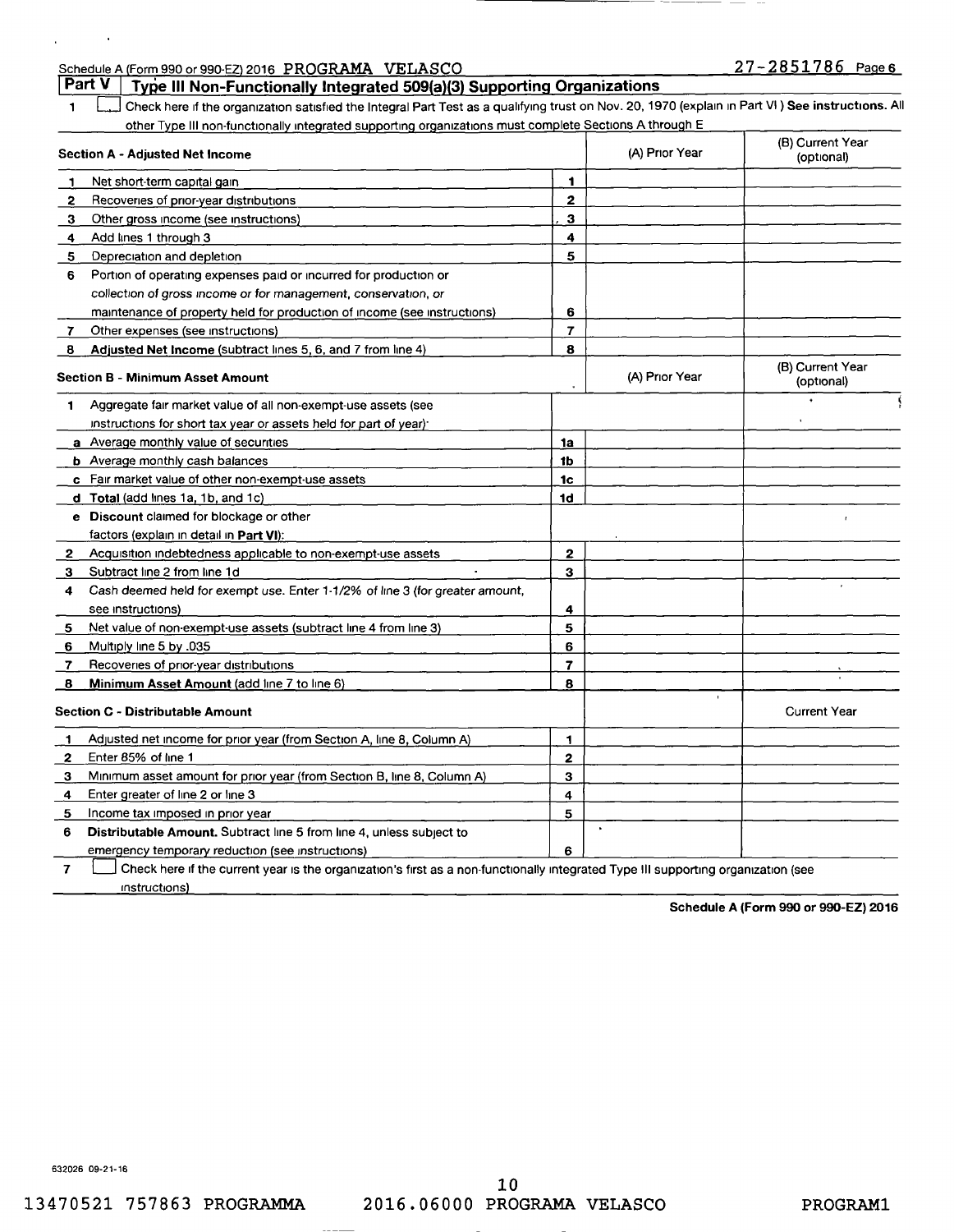Schedule A (Form 990 or 990-EZ) 2016 PROGRAMA VELASCO 27-2851786 Page 6

## Part V Type III Non-Functionally Integrated 509(a)(3) Supporting Organizations

1 ☐ Check here if the organization satisfied the Integral Part Test as a qualifying trust on Nov. 20, 1970 (explain in Part VI ) **See instructions.** All other Type III non-functionally integrated supporting organizations must complete Sections A through E

| Section A - Adjusted Net Income | | (A) Prior Year | (B) Current Year (optional) |
|---|---|---|---|
| 1 Net short-term capital gain | 1 | | |
| 2 Recoveries of prior-year distributions | 2 | | |
| 3 Other gross income (see instructions) | 3 | | |
| 4 Add lines 1 through 3 | 4 | | |
| 5 Depreciation and depletion | 5 | | |
| 6 Portion of operating expenses paid or incurred for production or collection of gross income or for management, conservation, or maintenance of property held for production of income (see instructions) | 6 | | |
| 7 Other expenses (see instructions) | 7 | | |
| 8 **Adjusted Net Income** (subtract lines 5, 6, and 7 from line 4) | 8 | | |

| Section B - Minimum Asset Amount | | (A) Prior Year | (B) Current Year (optional) |
|---|---|---|---|
| 1 Aggregate fair market value of all non-exempt-use assets (see instructions for short tax year or assets held for part of year): | | | |
| a Average monthly value of securities | 1a | | |
| b Average monthly cash balances | 1b | | |
| c Fair market value of other non-exempt-use assets | 1c | | |
| d **Total** (add lines 1a, 1b, and 1c) | 1d | | |
| e **Discount** claimed for blockage or other factors (explain in detail in **Part VI**): | | | |
| 2 Acquisition indebtedness applicable to non-exempt-use assets | 2 | | |
| 3 Subtract line 2 from line 1d | 3 | | |
| 4 Cash deemed held for exempt use. Enter 1-1/2% of line 3 (for greater amount, see instructions) | 4 | | |
| 5 Net value of non-exempt-use assets (subtract line 4 from line 3) | 5 | | |
| 6 Multiply line 5 by .035 | 6 | | |
| 7 Recoveries of prior-year distributions | 7 | | |
| 8 **Minimum Asset Amount** (add line 7 to line 6) | 8 | | |

| Section C - Distributable Amount | | | Current Year |
|---|---|---|---|
| 1 Adjusted net income for prior year (from Section A, line 8, Column A) | 1 | | |
| 2 Enter 85% of line 1 | 2 | | |
| 3 Minimum asset amount for prior year (from Section B, line 8, Column A) | 3 | | |
| 4 Enter greater of line 2 or line 3 | 4 | | |
| 5 Income tax imposed in prior year | 5 | | |
| 6 **Distributable Amount.** Subtract line 5 from line 4, unless subject to emergency temporary reduction (see instructions) | 6 | | |

7 ☐ Check here if the current year is the organization's first as a non-functionally integrated Type III supporting organization (see instructions)

**Schedule A (Form 990 or 990-EZ) 2016**

632026 09-21-16

13470521 757863 PROGRAMMA 2016.06000 PROGRAMA VELASCO PROGRAM1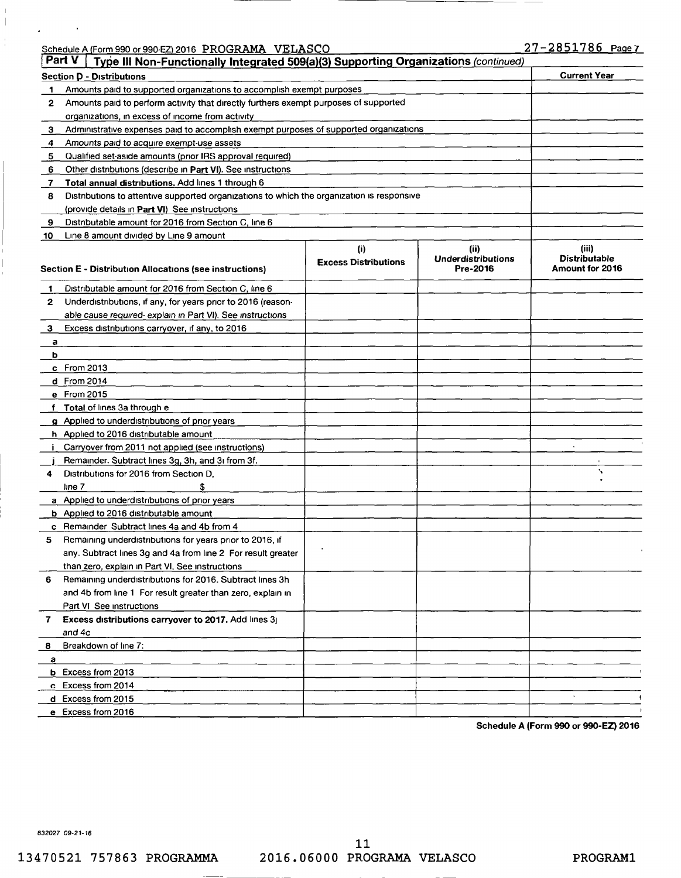Schedule A (Form 990 or 990-EZ) 2016 PROGRAMA VELASCO 27-2851786 Page 7

**Part V | Type III Non-Functionally Integrated 509(a)(3) Supporting Organizations** *(continued)*

| **Section D - Distributions** | **Current Year** |
|---|---|
| 1 Amounts paid to supported organizations to accomplish exempt purposes | |
| 2 Amounts paid to perform activity that directly furthers exempt purposes of supported organizations, in excess of income from activity | |
| 3 Administrative expenses paid to accomplish exempt purposes of supported organizations | |
| 4 Amounts paid to acquire exempt-use assets | |
| 5 Qualified set-aside amounts (prior IRS approval required) | |
| 6 Other distributions (describe in **Part VI**). See instructions | |
| 7 **Total annual distributions.** Add lines 1 through 6 | |
| 8 Distributions to attentive supported organizations to which the organization is responsive (provide details in **Part VI**) See instructions | |
| 9 Distributable amount for 2016 from Section C, line 6 | |
| 10 Line 8 amount divided by Line 9 amount | |

| **Section E - Distribution Allocations (see instructions)** | **(i) Excess Distributions** | **(ii) Underdistributions Pre-2016** | **(iii) Distributable Amount for 2016** |
|---|---|---|---|
| 1 Distributable amount for 2016 from Section C, line 6 | | | |
| 2 Underdistributions, if any, for years prior to 2016 (reasonable cause required- explain in Part VI). See instructions | | | |
| 3 Excess distributions carryover, if any, to 2016 | | | |
| a | | | |
| b | | | |
| c From 2013 | | | |
| d From 2014 | | | |
| e From 2015 | | | |
| f **Total** of lines 3a through e | | | |
| g Applied to underdistributions of prior years | | | |
| h Applied to 2016 distributable amount | | | |
| i Carryover from 2011 not applied (see instructions) | | | |
| j Remainder. Subtract lines 3g, 3h, and 3i from 3f. | | | |
| 4 Distributions for 2016 from Section D, line 7 $ | | | |
| a Applied to underdistributions of prior years | | | |
| b Applied to 2016 distributable amount | | | |
| c Remainder Subtract lines 4a and 4b from 4 | | | |
| 5 Remaining underdistributions for years prior to 2016, if any. Subtract lines 3g and 4a from line 2 For result greater than zero, explain in Part VI. See instructions | | | |
| 6 Remaining underdistributions for 2016. Subtract lines 3h and 4b from line 1 For result greater than zero, explain in Part VI See instructions | | | |
| 7 **Excess distributions carryover to 2017.** Add lines 3j and 4c | | | |
| 8 Breakdown of line 7: | | | |
| a | | | |
| b Excess from 2013 | | | |
| c Excess from 2014 | | | |
| d Excess from 2015 | | | |
| e Excess from 2016 | | | |

**Schedule A (Form 990 or 990-EZ) 2016**

632027 09-21-16

13470521 757863 PROGRAMMA 2016.06000 PROGRAMA VELASCO PROGRAM1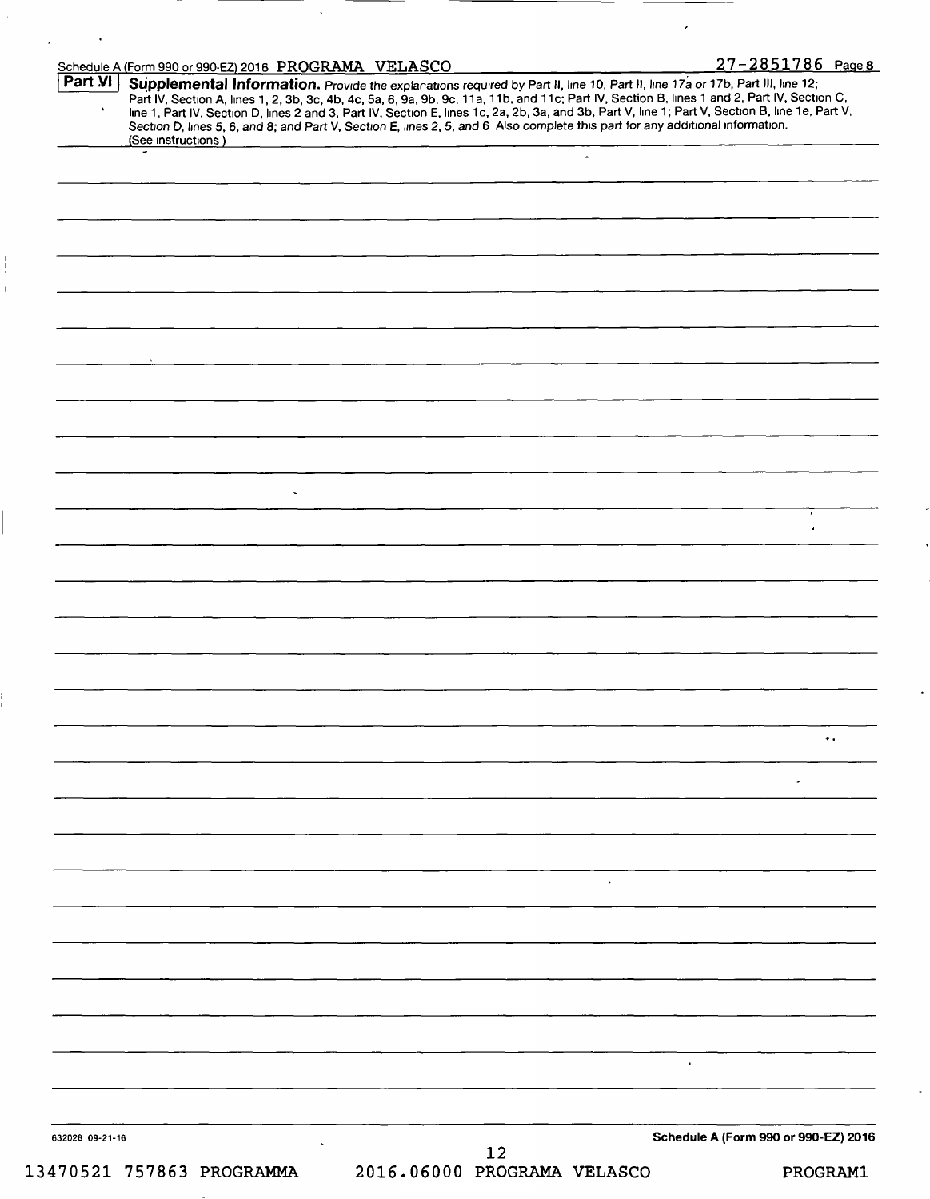Schedule A (Form 990 or 990-EZ) 2016 PROGRAMA VELASCO 27-2851786 Page 8

**Part VI** **Supplemental Information.** Provide the explanations required by Part II, line 10, Part II, line 17a or 17b, Part III, line 12; Part IV, Section A, lines 1, 2, 3b, 3c, 4b, 4c, 5a, 6, 9a, 9b, 9c, 11a, 11b, and 11c; Part IV, Section B, lines 1 and 2, Part IV, Section C, line 1, Part IV, Section D, lines 2 and 3, Part IV, Section E, lines 1c, 2a, 2b, 3a, and 3b, Part V, line 1; Part V, Section B, line 1e, Part V, Section D, lines 5, 6, and 8; and Part V, Section E, lines 2, 5, and 6 Also complete this part for any additional information. (See instructions )

632028 09-21-16 Schedule A (Form 990 or 990-EZ) 2016

13470521 757863 PROGRAMMA 2016.06000 PROGRAMA VELASCO PROGRAM1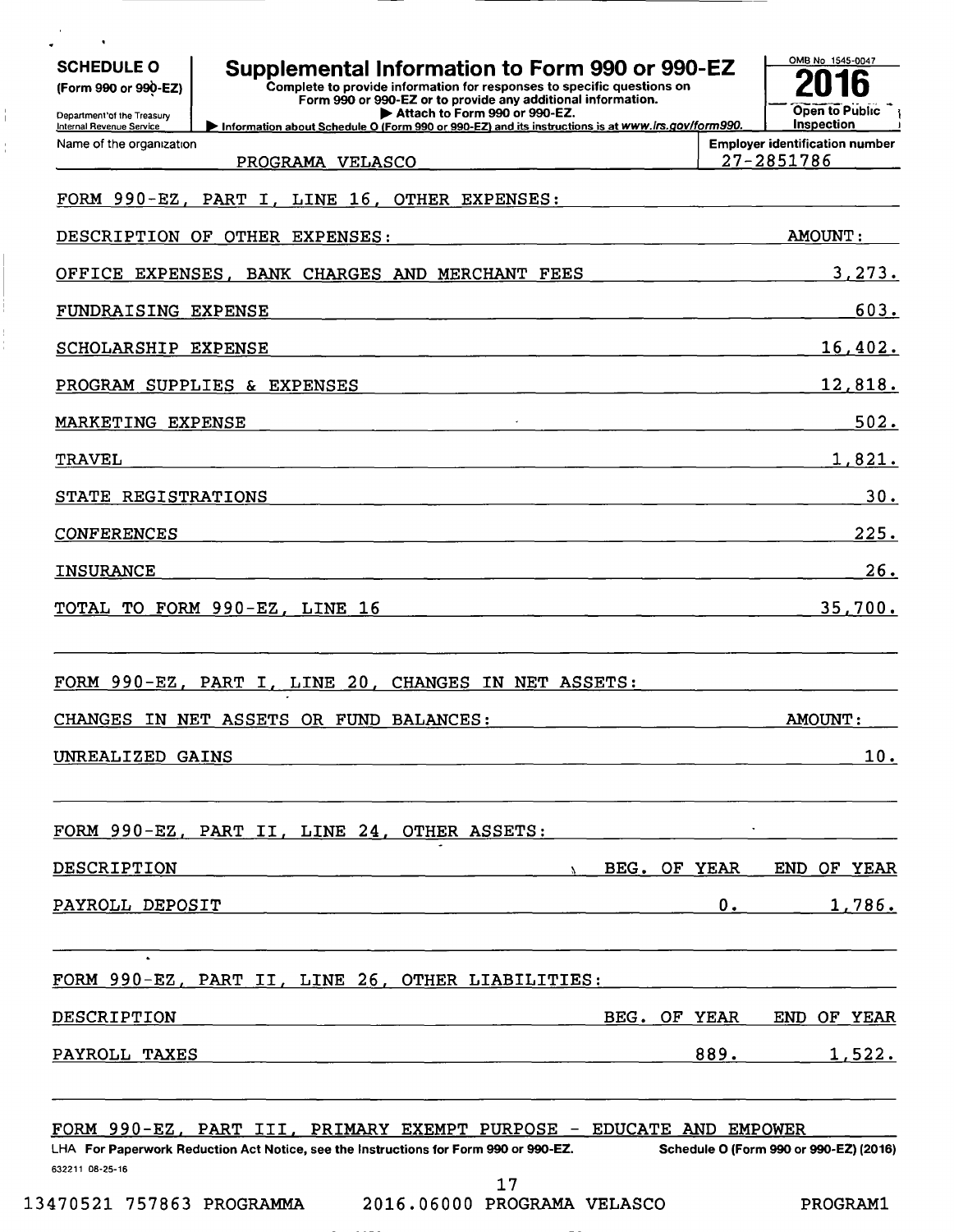**SCHEDULE O**
**(Form 990 or 990-EZ)**

Department of the Treasury
Internal Revenue Service

# Supplemental Information to Form 990 or 990-EZ

Complete to provide information for responses to specific questions on Form 990 or 990-EZ or to provide any additional information.
▶ Attach to Form 990 or 990-EZ.
▶ Information about Schedule O (Form 990 or 990-EZ) and its instructions is at *www.irs.gov/form990*.

OMB No 1545-0047
**2016**
**Open to Public Inspection**

Name of the organization: PROGRAMA VELASCO
Employer identification number: 27-2851786

FORM 990-EZ, PART I, LINE 16, OTHER EXPENSES:

| DESCRIPTION OF OTHER EXPENSES: | AMOUNT: |
|---|---|
| OFFICE EXPENSES, BANK CHARGES AND MERCHANT FEES | 3,273. |
| FUNDRAISING EXPENSE | 603. |
| SCHOLARSHIP EXPENSE | 16,402. |
| PROGRAM SUPPLIES & EXPENSES | 12,818. |
| MARKETING EXPENSE | 502. |
| TRAVEL | 1,821. |
| STATE REGISTRATIONS | 30. |
| CONFERENCES | 225. |
| INSURANCE | 26. |
| TOTAL TO FORM 990-EZ, LINE 16 | 35,700. |

FORM 990-EZ, PART I, LINE 20, CHANGES IN NET ASSETS:

| CHANGES IN NET ASSETS OR FUND BALANCES: | AMOUNT: |
|---|---|
| UNREALIZED GAINS | 10. |

FORM 990-EZ, PART II, LINE 24, OTHER ASSETS:

| DESCRIPTION | BEG. OF YEAR | END OF YEAR |
|---|---|---|
| PAYROLL DEPOSIT | 0. | 1,786. |

FORM 990-EZ, PART II, LINE 26, OTHER LIABILITIES:

| DESCRIPTION | BEG. OF YEAR | END OF YEAR |
|---|---|---|
| PAYROLL TAXES | 889. | 1,522. |

FORM 990-EZ, PART III, PRIMARY EXEMPT PURPOSE - EDUCATE AND EMPOWER

LHA For Paperwork Reduction Act Notice, see the Instructions for Form 990 or 990-EZ. Schedule O (Form 990 or 990-EZ) (2016)

632211 08-25-16

13470521 757863 PROGRAMMA 2016.06000 PROGRAMA VELASCO PROGRAM1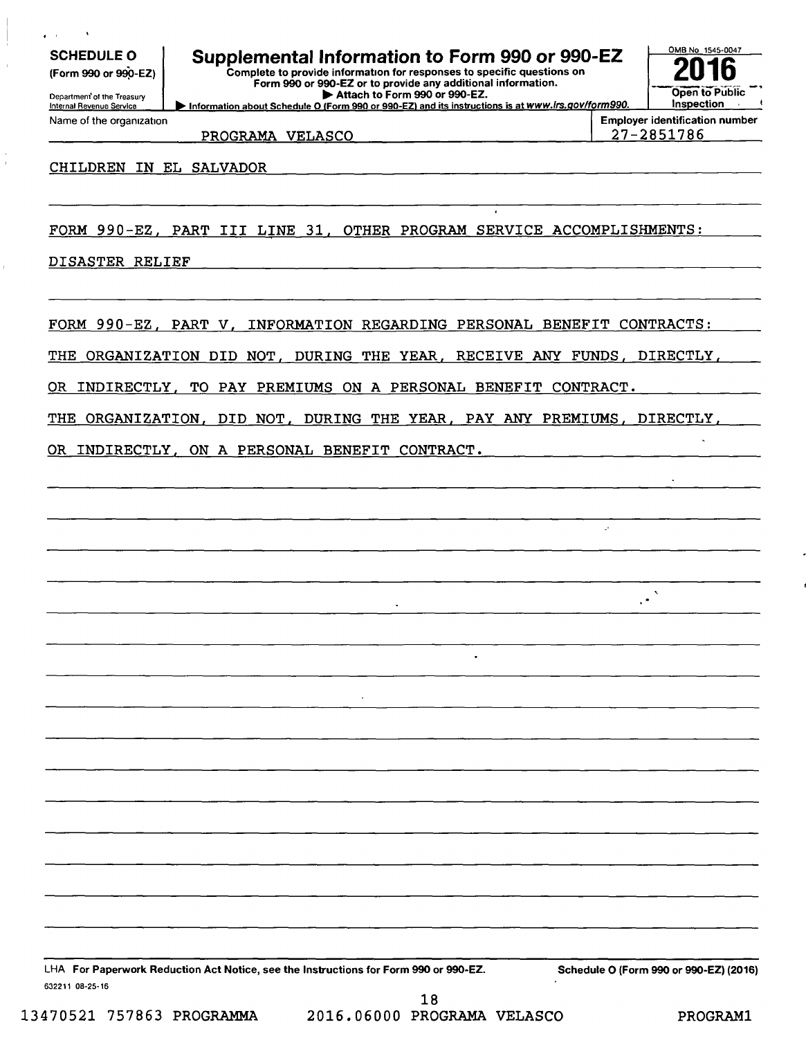**SCHEDULE O**
(Form 990 or 990-EZ)

Department of the Treasury
Internal Revenue Service

# Supplemental Information to Form 990 or 990-EZ

**Complete to provide information for responses to specific questions on Form 990 or 990-EZ or to provide any additional information.**
**▶ Attach to Form 990 or 990-EZ.**
**▶ Information about Schedule O (Form 990 or 990-EZ) and its instructions is at www.irs.gov/form990.**

OMB No 1545-0047
**2016**
**Open to Public Inspection**

| Name of the organization | Employer identification number |
|---|---|
| PROGRAMA VELASCO | 27-2851786 |

CHILDREN IN EL SALVADOR

FORM 990-EZ, PART III LINE 31, OTHER PROGRAM SERVICE ACCOMPLISHMENTS:

DISASTER RELIEF

FORM 990-EZ, PART V, INFORMATION REGARDING PERSONAL BENEFIT CONTRACTS:

THE ORGANIZATION DID NOT, DURING THE YEAR, RECEIVE ANY FUNDS, DIRECTLY, OR INDIRECTLY, TO PAY PREMIUMS ON A PERSONAL BENEFIT CONTRACT.

THE ORGANIZATION, DID NOT, DURING THE YEAR, PAY ANY PREMIUMS, DIRECTLY, OR INDIRECTLY, ON A PERSONAL BENEFIT CONTRACT.

LHA For Paperwork Reduction Act Notice, see the Instructions for Form 990 or 990-EZ. Schedule O (Form 990 or 990-EZ) (2016)

632211 08-25-16

13470521 757863 PROGRAMMA 2016.06000 PROGRAMA VELASCO PROGRAM1